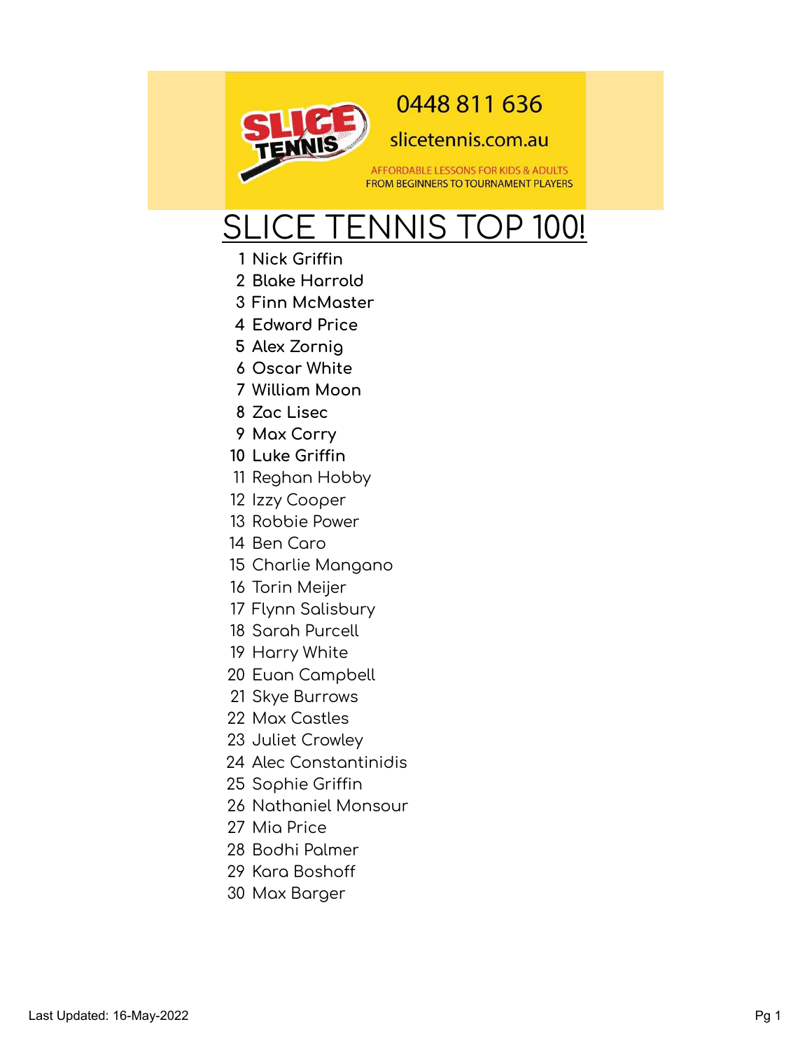0448 811 636

slicetennis.com.au

AFFORDABLE LESSONS FOR KIDS & ADULTS
FROM BEGINNERS TO TOURNAMENT PLAYERS

# SLICE TENNIS TOP 100!

1. **Nick Griffin**
2. **Blake Harrold**
3. **Finn McMaster**
4. **Edward Price**
5. **Alex Zornig**
6. **Oscar White**
7. **William Moon**
8. **Zac Lisec**
9. **Max Corry**
10. **Luke Griffin**
11. Reghan Hobby
12. Izzy Cooper
13. Robbie Power
14. Ben Caro
15. Charlie Mangano
16. Torin Meijer
17. Flynn Salisbury
18. Sarah Purcell
19. Harry White
20. Euan Campbell
21. Skye Burrows
22. Max Castles
23. Juliet Crowley
24. Alec Constantinidis
25. Sophie Griffin
26. Nathaniel Monsour
27. Mia Price
28. Bodhi Palmer
29. Kara Boshoff
30. Max Barger

Last Updated: 16-May-2022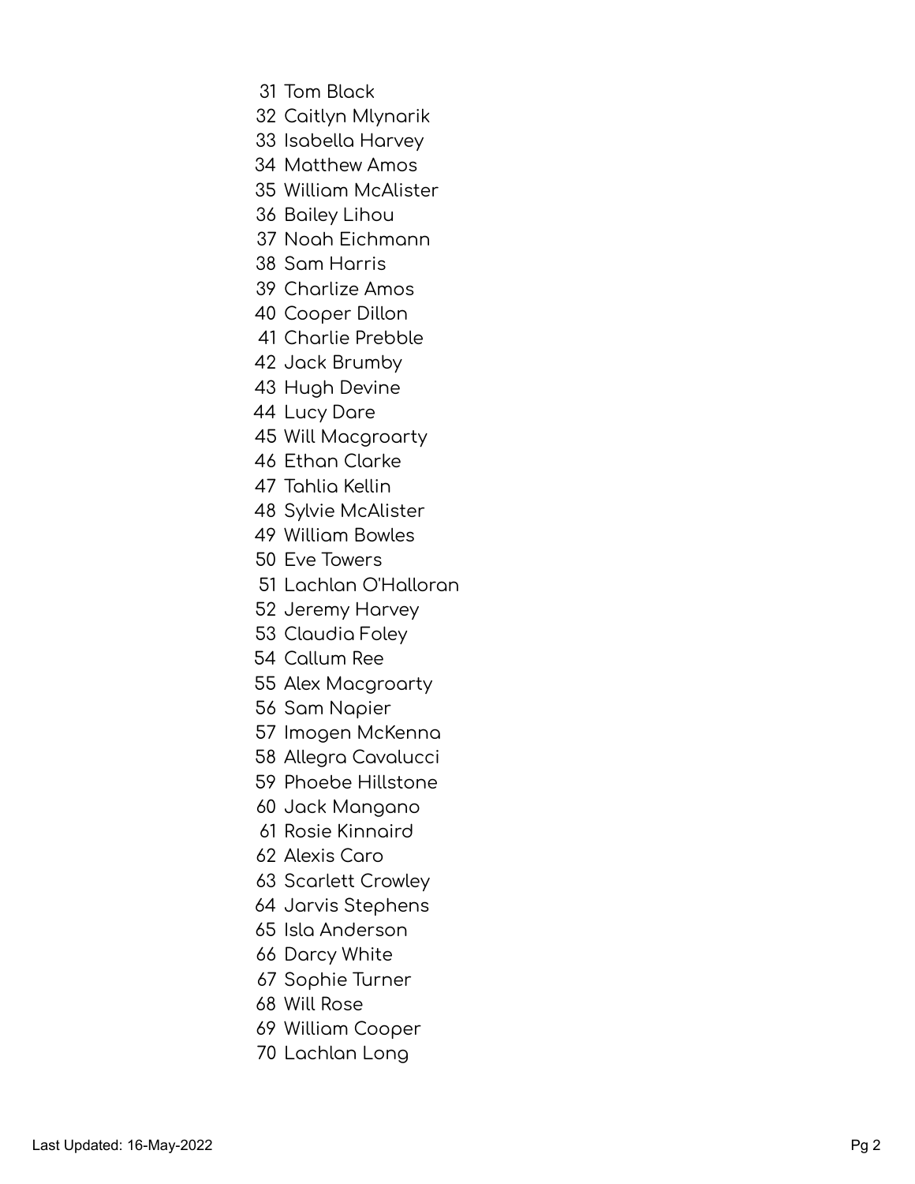31 Tom Black
32 Caitlyn Mlynarik
33 Isabella Harvey
34 Matthew Amos
35 William McAlister
36 Bailey Lihou
37 Noah Eichmann
38 Sam Harris
39 Charlize Amos
40 Cooper Dillon
41 Charlie Prebble
42 Jack Brumby
43 Hugh Devine
44 Lucy Dare
45 Will Macgroarty
46 Ethan Clarke
47 Tahlia Kellin
48 Sylvie McAlister
49 William Bowles
50 Eve Towers
51 Lachlan O'Halloran
52 Jeremy Harvey
53 Claudia Foley
54 Callum Ree
55 Alex Macgroarty
56 Sam Napier
57 Imogen McKenna
58 Allegra Cavalucci
59 Phoebe Hillstone
60 Jack Mangano
61 Rosie Kinnaird
62 Alexis Caro
63 Scarlett Crowley
64 Jarvis Stephens
65 Isla Anderson
66 Darcy White
67 Sophie Turner
68 Will Rose
69 William Cooper
70 Lachlan Long

Last Updated: 16-May-2022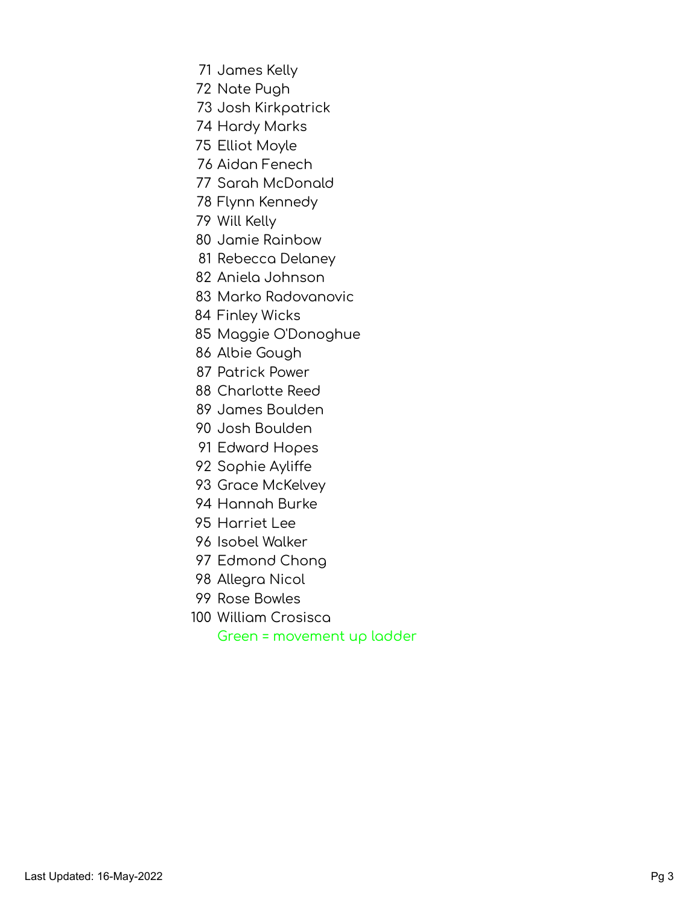71 James Kelly
72 Nate Pugh
73 Josh Kirkpatrick
74 Hardy Marks
75 Elliot Moyle
76 Aidan Fenech
77 Sarah McDonald
78 Flynn Kennedy
79 Will Kelly
80 Jamie Rainbow
81 Rebecca Delaney
82 Aniela Johnson
83 Marko Radovanovic
84 Finley Wicks
85 Maggie O'Donoghue
86 Albie Gough
87 Patrick Power
88 Charlotte Reed
89 James Boulden
90 Josh Boulden
91 Edward Hopes
92 Sophie Ayliffe
93 Grace McKelvey
94 Hannah Burke
95 Harriet Lee
96 Isobel Walker
97 Edmond Chong
98 Allegra Nicol
99 Rose Bowles
100 William Crosisca

Green = movement up ladder

Last Updated: 16-May-2022